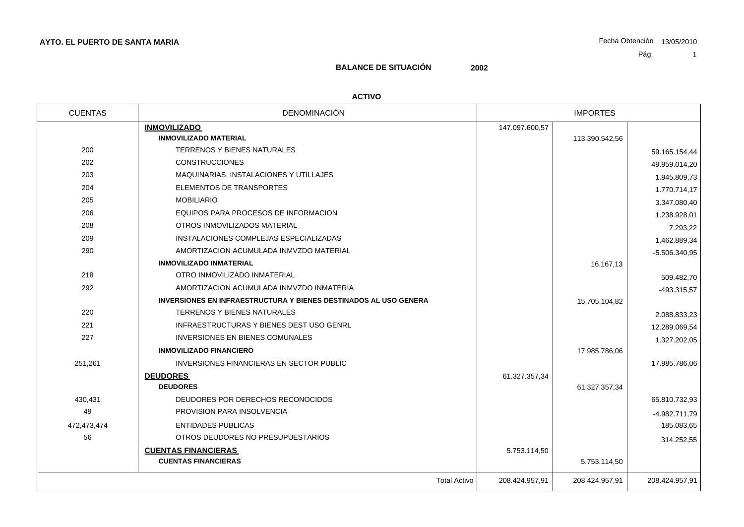**AYTO. EL PUERTO DE SANTA MARIA**

Fecha Obtención 13/05/2010

# BALANCE DE SITUACIÓN 2002

## ACTIVO

| CUENTAS | DENOMINACIÓN | IMPORTES | | |
|---|---|---|---|---|
| | **INMOVILIZADO** | 147.097.600,57 | | |
| | **INMOVILIZADO MATERIAL** | | 113.390.542,56 | |
| 200 | TERRENOS Y BIENES NATURALES | | | 59.165.154,44 |
| 202 | CONSTRUCCIONES | | | 49.959.014,20 |
| 203 | MAQUINARIAS, INSTALACIONES Y UTILLAJES | | | 1.945.809,73 |
| 204 | ELEMENTOS DE TRANSPORTES | | | 1.770.714,17 |
| 205 | MOBILIARIO | | | 3.347.080,40 |
| 206 | EQUIPOS PARA PROCESOS DE INFORMACION | | | 1.238.928,01 |
| 208 | OTROS INMOVILIZADOS MATERIAL | | | 7.293,22 |
| 209 | INSTALACIONES COMPLEJAS ESPECIALIZADAS | | | 1.462.889,34 |
| 290 | AMORTIZACION ACUMULADA INMVZDO MATERIAL | | | -5.506.340,95 |
| | **INMOVILIZADO INMATERIAL** | | 16.167,13 | |
| 218 | OTRO INMOVILIZADO INMATERIAL | | | 509.482,70 |
| 292 | AMORTIZACION ACUMULADA INMVZDO INMATERIA | | | -493.315,57 |
| | **INVERSIONES EN INFRAESTRUCTURA Y BIENES DESTINADOS AL USO GENERA** | | 15.705.104,82 | |
| 220 | TERRENOS Y BIENES NATURALES | | | 2.088.833,23 |
| 221 | INFRAESTRUCTURAS Y BIENES DEST USO GENRL | | | 12.289.069,54 |
| 227 | INVERSIONES EN BIENES COMUNALES | | | 1.327.202,05 |
| | **INMOVILIZADO FINANCIERO** | | 17.985.786,06 | |
| 251,261 | INVERSIONES FINANCIERAS EN SECTOR PUBLIC | | | 17.985.786,06 |
| | **DEUDORES** | 61.327.357,34 | | |
| | **DEUDORES** | | 61.327.357,34 | |
| 430,431 | DEUDORES POR DERECHOS RECONOCIDOS | | | 65.810.732,93 |
| 49 | PROVISION PARA INSOLVENCIA | | | -4.982.711,79 |
| 472,473,474 | ENTIDADES PUBLICAS | | | 185.083,65 |
| 56 | OTROS DEUDORES NO PRESUPUESTARIOS | | | 314.252,55 |
| | **CUENTAS FINANCIERAS** | 5.753.114,50 | | |
| | **CUENTAS FINANCIERAS** | | 5.753.114,50 | |
| | Total Activo | 208.424.957,91 | 208.424.957,91 | 208.424.957,91 |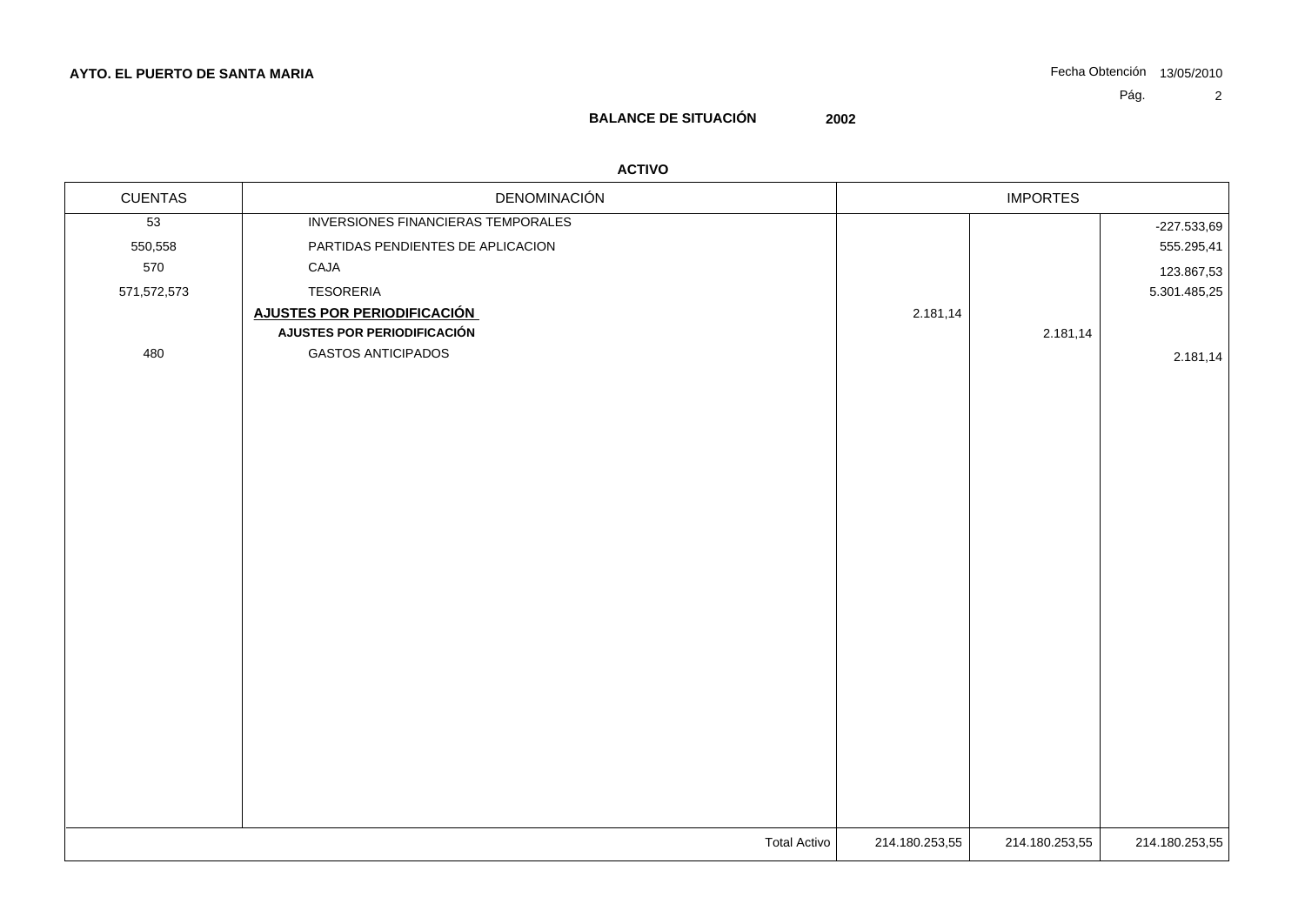**AYTO. EL PUERTO DE SANTA MARIA**

Fecha Obtención 13/05/2010

## BALANCE DE SITUACIÓN 2002

### ACTIVO

| CUENTAS | DENOMINACIÓN | IMPORTES | | |
|---|---|---|---|---|
| 53 | INVERSIONES FINANCIERAS TEMPORALES | | | -227.533,69 |
| 550,558 | PARTIDAS PENDIENTES DE APLICACION | | | 555.295,41 |
| 570 | CAJA | | | 123.867,53 |
| 571,572,573 | TESORERIA | | | 5.301.485,25 |
| | **AJUSTES POR PERIODIFICACIÓN** | 2.181,14 | | |
| | **AJUSTES POR PERIODIFICACIÓN** | | 2.181,14 | |
| 480 | GASTOS ANTICIPADOS | | | 2.181,14 |
| | Total Activo | 214.180.253,55 | 214.180.253,55 | 214.180.253,55 |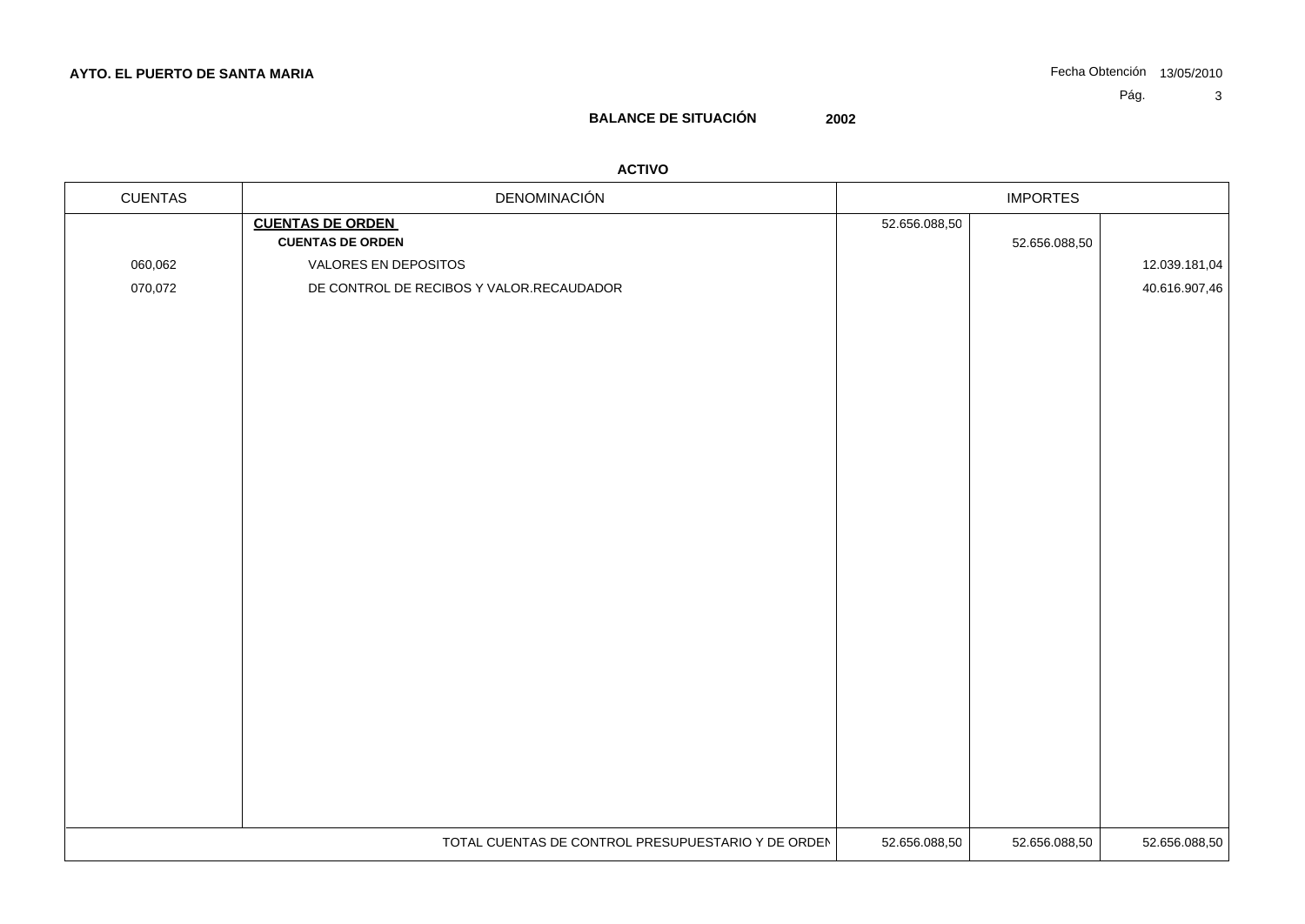**AYTO. EL PUERTO DE SANTA MARIA**

Fecha Obtención 13/05/2010

## BALANCE DE SITUACIÓN 2002

### ACTIVO

| CUENTAS | DENOMINACIÓN | IMPORTES | | |
|---|---|---|---|---|
| | **CUENTAS DE ORDEN** | 52.656.088,50 | | |
| | **CUENTAS DE ORDEN** | | 52.656.088,50 | |
| 060,062 | VALORES EN DEPOSITOS | | | 12.039.181,04 |
| 070,072 | DE CONTROL DE RECIBOS Y VALOR.RECAUDADOR | | | 40.616.907,46 |
| | TOTAL CUENTAS DE CONTROL PRESUPUESTARIO Y DE ORDEN | 52.656.088,50 | 52.656.088,50 | 52.656.088,50 |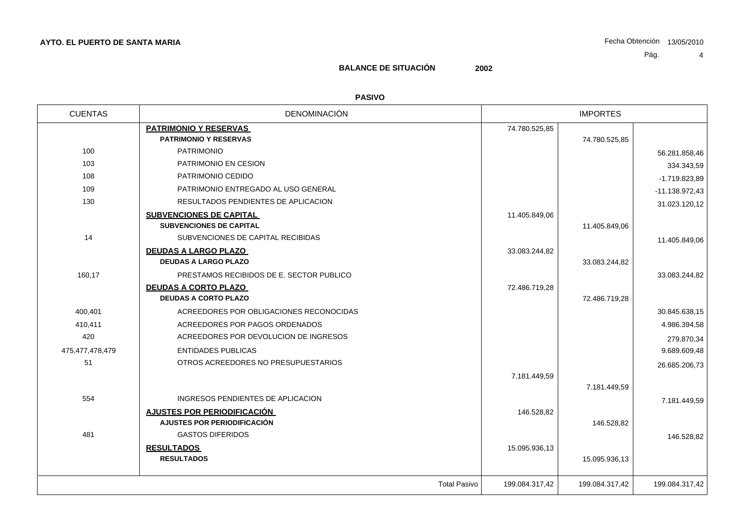**AYTO. EL PUERTO DE SANTA MARIA**

Fecha Obtención 13/05/2010

## BALANCE DE SITUACIÓN 2002

### PASIVO

| CUENTAS | DENOMINACIÓN | IMPORTES | | |
|---|---|---|---|---|
| | **PATRIMONIO Y RESERVAS** | 74.780.525,85 | | |
| | **PATRIMONIO Y RESERVAS** | | 74.780.525,85 | |
| 100 | PATRIMONIO | | | 56.281.858,46 |
| 103 | PATRIMONIO EN CESION | | | 334.343,59 |
| 108 | PATRIMONIO CEDIDO | | | -1.719.823,89 |
| 109 | PATRIMONIO ENTREGADO AL USO GENERAL | | | -11.138.972,43 |
| 130 | RESULTADOS PENDIENTES DE APLICACION | | | 31.023.120,12 |
| | **SUBVENCIONES DE CAPITAL** | 11.405.849,06 | | |
| | **SUBVENCIONES DE CAPITAL** | | 11.405.849,06 | |
| 14 | SUBVENCIONES DE CAPITAL RECIBIDAS | | | 11.405.849,06 |
| | **DEUDAS A LARGO PLAZO** | 33.083.244,82 | | |
| | **DEUDAS A LARGO PLAZO** | | 33.083.244,82 | |
| 160,17 | PRESTAMOS RECIBIDOS DE E. SECTOR PUBLICO | | | 33.083.244,82 |
| | **DEUDAS A CORTO PLAZO** | 72.486.719,28 | | |
| | **DEUDAS A CORTO PLAZO** | | 72.486.719,28 | |
| 400,401 | ACREEDORES POR OBLIGACIONES RECONOCIDAS | | | 30.845.638,15 |
| 410,411 | ACREEDORES POR PAGOS ORDENADOS | | | 4.986.394,58 |
| 420 | ACREEDORES POR DEVOLUCION DE INGRESOS | | | 279.870,34 |
| 475,477,478,479 | ENTIDADES PUBLICAS | | | 9.689.609,48 |
| 51 | OTROS ACREEDORES NO PRESUPUESTARIOS | | | 26.685.206,73 |
| | | 7.181.449,59 | | |
| | | | 7.181.449,59 | |
| 554 | INGRESOS PENDIENTES DE APLICACION | | | 7.181.449,59 |
| | **AJUSTES POR PERIODIFICACIÓN** | 146.528,82 | | |
| | **AJUSTES POR PERIODIFICACIÓN** | | 146.528,82 | |
| 481 | GASTOS DIFERIDOS | | | 146.528,82 |
| | **RESULTADOS** | 15.095.936,13 | | |
| | **RESULTADOS** | | 15.095.936,13 | |
| | Total Pasivo | 199.084.317,42 | 199.084.317,42 | 199.084.317,42 |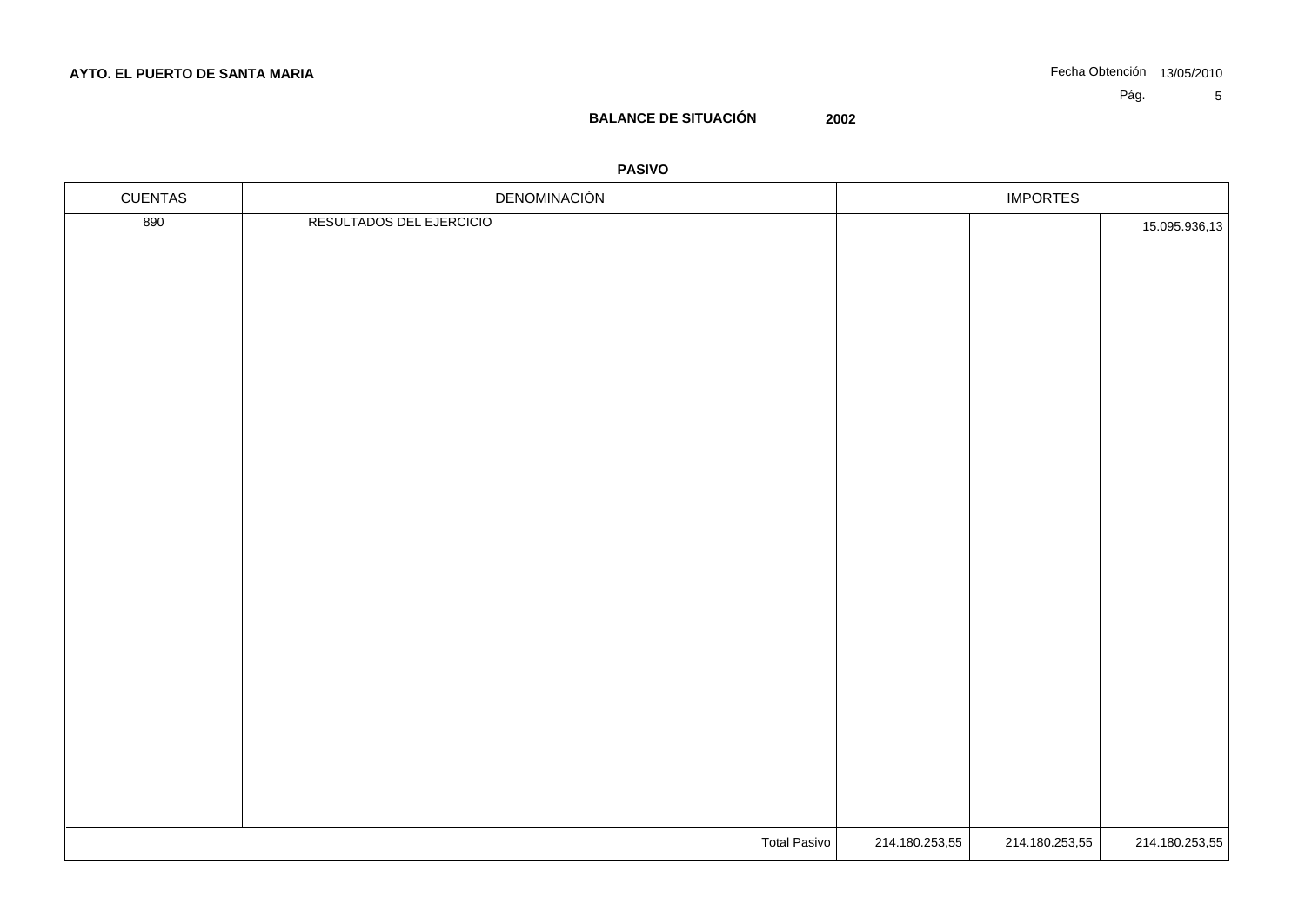**AYTO. EL PUERTO DE SANTA MARIA**

Fecha Obtención 13/05/2010

## BALANCE DE SITUACIÓN 2002

### PASIVO

| CUENTAS | DENOMINACIÓN | IMPORTES | | |
|---|---|---|---|---|
| 890 | RESULTADOS DEL EJERCICIO | | | 15.095.936,13 |
| | Total Pasivo | 214.180.253,55 | 214.180.253,55 | 214.180.253,55 |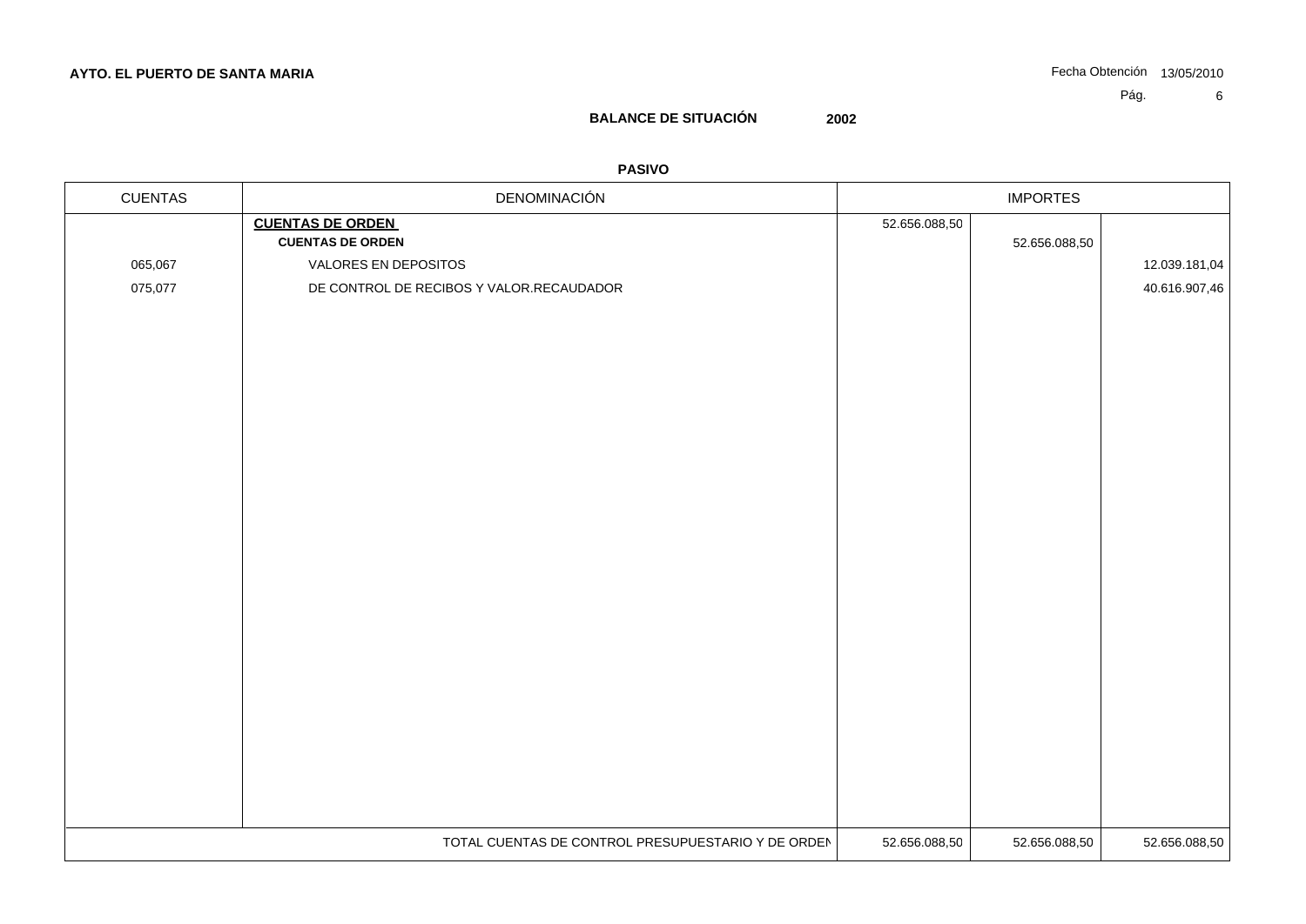**AYTO. EL PUERTO DE SANTA MARIA**

Fecha Obtención 13/05/2010

# BALANCE DE SITUACIÓN 2002

## PASIVO

| CUENTAS | DENOMINACIÓN | IMPORTES | | |
|---|---|---|---|---|
| | **CUENTAS DE ORDEN** | 52.656.088,50 | | |
| | **CUENTAS DE ORDEN** | | 52.656.088,50 | |
| 065,067 | VALORES EN DEPOSITOS | | | 12.039.181,04 |
| 075,077 | DE CONTROL DE RECIBOS Y VALOR.RECAUDADOR | | | 40.616.907,46 |
| | TOTAL CUENTAS DE CONTROL PRESUPUESTARIO Y DE ORDEN | 52.656.088,50 | 52.656.088,50 | 52.656.088,50 |